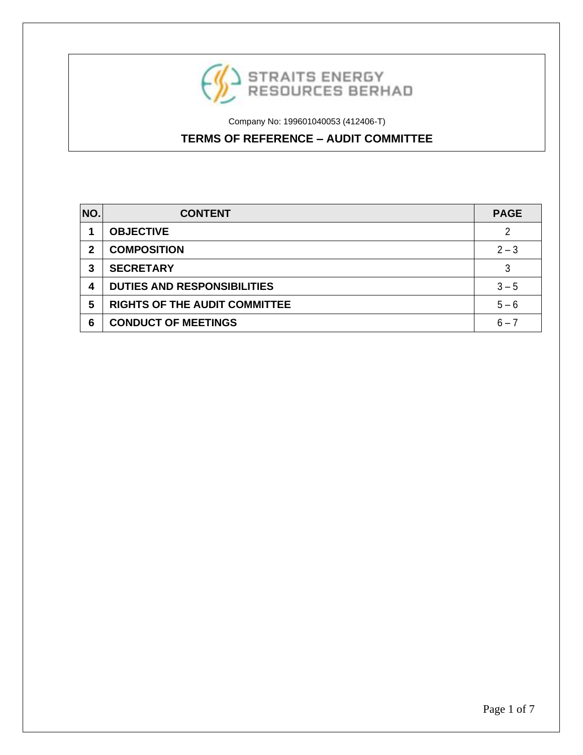**STRAITS ENERGY RESOURCES BERHAD**

Company No: 199601040053 (412406-T)

# TERMS OF REFERENCE – AUDIT COMMITTEE

| NO. | CONTENT | PAGE |
|---|---|---|
| 1 | **OBJECTIVE** | 2 |
| 2 | **COMPOSITION** | 2 – 3 |
| 3 | **SECRETARY** | 3 |
| 4 | **DUTIES AND RESPONSIBILITIES** | 3 – 5 |
| 5 | **RIGHTS OF THE AUDIT COMMITTEE** | 5 – 6 |
| 6 | **CONDUCT OF MEETINGS** | 6 – 7 |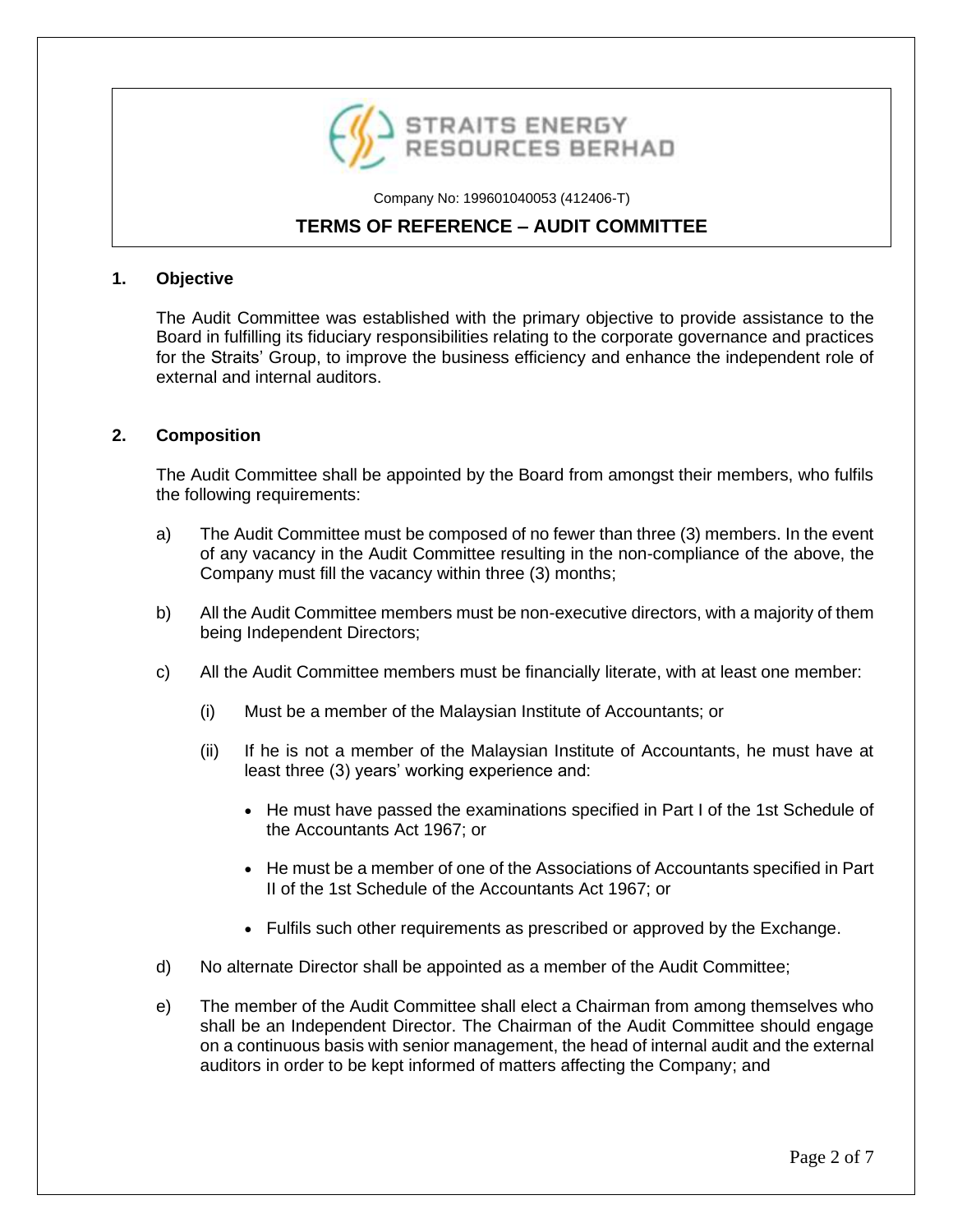STRAITS ENERGY RESOURCES BERHAD

Company No: 199601040053 (412406-T)

# TERMS OF REFERENCE – AUDIT COMMITTEE

## 1. Objective

The Audit Committee was established with the primary objective to provide assistance to the Board in fulfilling its fiduciary responsibilities relating to the corporate governance and practices for the Straits' Group, to improve the business efficiency and enhance the independent role of external and internal auditors.

## 2. Composition

The Audit Committee shall be appointed by the Board from amongst their members, who fulfils the following requirements:

a) The Audit Committee must be composed of no fewer than three (3) members. In the event of any vacancy in the Audit Committee resulting in the non-compliance of the above, the Company must fill the vacancy within three (3) months;

b) All the Audit Committee members must be non-executive directors, with a majority of them being Independent Directors;

c) All the Audit Committee members must be financially literate, with at least one member:

   (i) Must be a member of the Malaysian Institute of Accountants; or

   (ii) If he is not a member of the Malaysian Institute of Accountants, he must have at least three (3) years' working experience and:

   - He must have passed the examinations specified in Part I of the 1st Schedule of the Accountants Act 1967; or
   - He must be a member of one of the Associations of Accountants specified in Part II of the 1st Schedule of the Accountants Act 1967; or
   - Fulfils such other requirements as prescribed or approved by the Exchange.

d) No alternate Director shall be appointed as a member of the Audit Committee;

e) The member of the Audit Committee shall elect a Chairman from among themselves who shall be an Independent Director. The Chairman of the Audit Committee should engage on a continuous basis with senior management, the head of internal audit and the external auditors in order to be kept informed of matters affecting the Company; and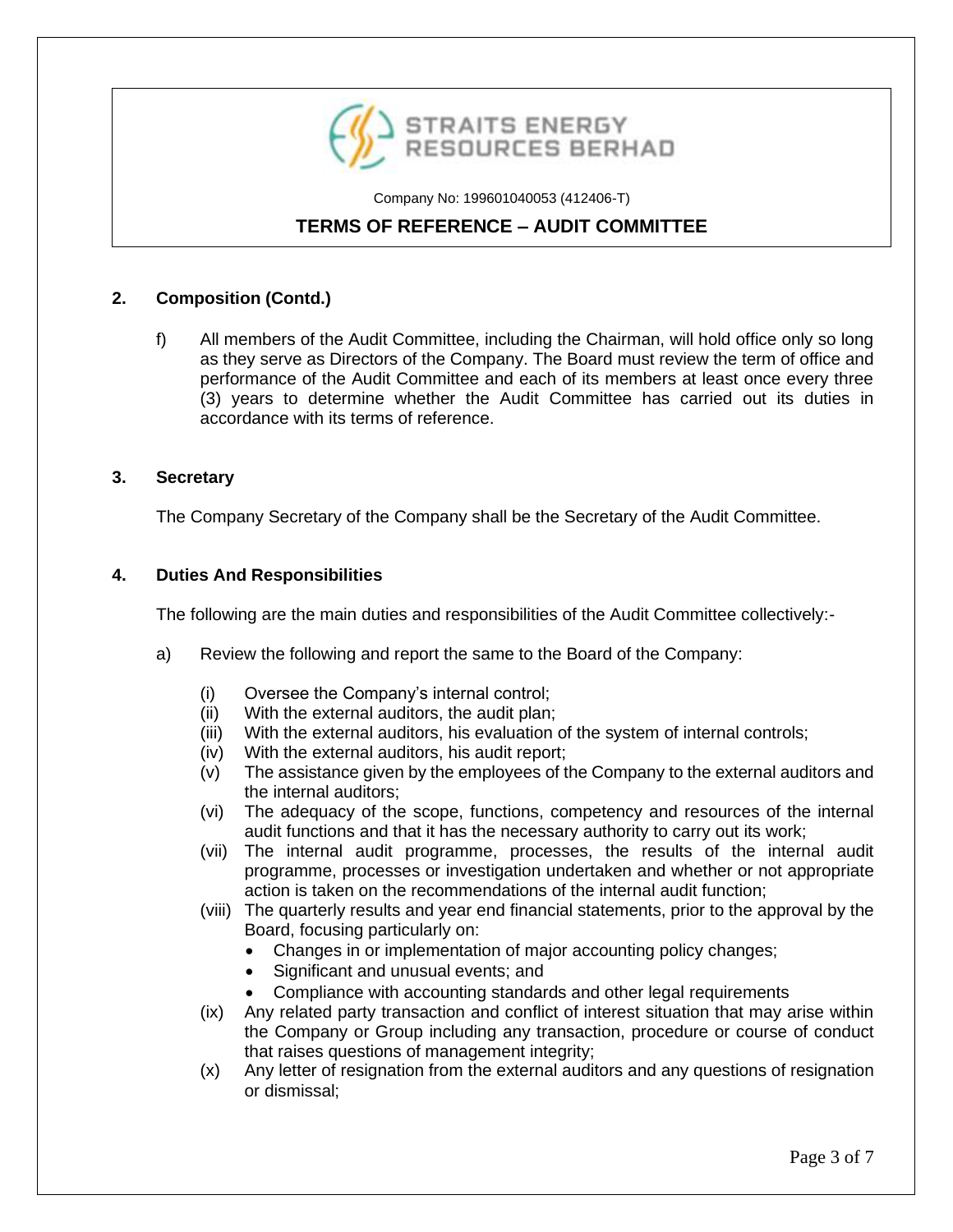## 2. Composition (Contd.)

f) All members of the Audit Committee, including the Chairman, will hold office only so long as they serve as Directors of the Company. The Board must review the term of office and performance of the Audit Committee and each of its members at least once every three (3) years to determine whether the Audit Committee has carried out its duties in accordance with its terms of reference.

## 3. Secretary

The Company Secretary of the Company shall be the Secretary of the Audit Committee.

## 4. Duties And Responsibilities

The following are the main duties and responsibilities of the Audit Committee collectively:-

a) Review the following and report the same to the Board of the Company:

   (i) Oversee the Company's internal control;
   (ii) With the external auditors, the audit plan;
   (iii) With the external auditors, his evaluation of the system of internal controls;
   (iv) With the external auditors, his audit report;
   (v) The assistance given by the employees of the Company to the external auditors and the internal auditors;
   (vi) The adequacy of the scope, functions, competency and resources of the internal audit functions and that it has the necessary authority to carry out its work;
   (vii) The internal audit programme, processes, the results of the internal audit programme, processes or investigation undertaken and whether or not appropriate action is taken on the recommendations of the internal audit function;
   (viii) The quarterly results and year end financial statements, prior to the approval by the Board, focusing particularly on:
   - Changes in or implementation of major accounting policy changes;
   - Significant and unusual events; and
   - Compliance with accounting standards and other legal requirements

   (ix) Any related party transaction and conflict of interest situation that may arise within the Company or Group including any transaction, procedure or course of conduct that raises questions of management integrity;
   (x) Any letter of resignation from the external auditors and any questions of resignation or dismissal;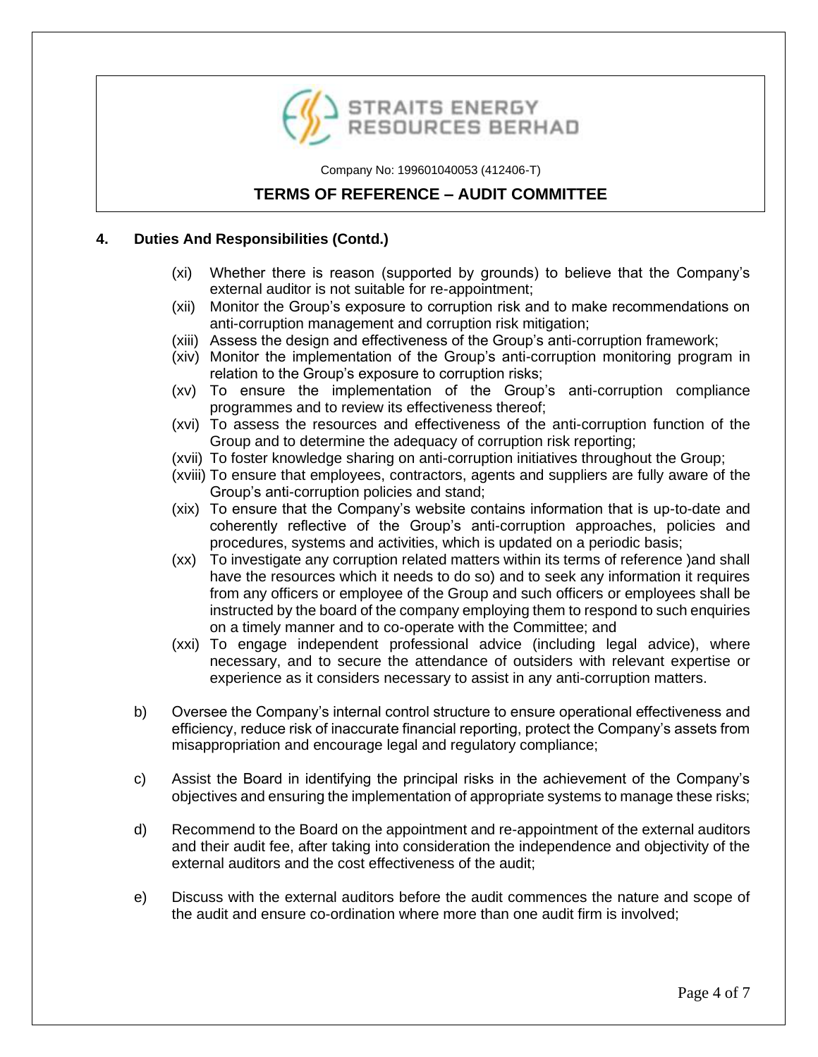## 4. Duties And Responsibilities (Contd.)

(xi) Whether there is reason (supported by grounds) to believe that the Company's external auditor is not suitable for re-appointment;

(xii) Monitor the Group's exposure to corruption risk and to make recommendations on anti-corruption management and corruption risk mitigation;

(xiii) Assess the design and effectiveness of the Group's anti-corruption framework;

(xiv) Monitor the implementation of the Group's anti-corruption monitoring program in relation to the Group's exposure to corruption risks;

(xv) To ensure the implementation of the Group's anti-corruption compliance programmes and to review its effectiveness thereof;

(xvi) To assess the resources and effectiveness of the anti-corruption function of the Group and to determine the adequacy of corruption risk reporting;

(xvii) To foster knowledge sharing on anti-corruption initiatives throughout the Group;

(xviii) To ensure that employees, contractors, agents and suppliers are fully aware of the Group's anti-corruption policies and stand;

(xix) To ensure that the Company's website contains information that is up-to-date and coherently reflective of the Group's anti-corruption approaches, policies and procedures, systems and activities, which is updated on a periodic basis;

(xx) To investigate any corruption related matters within its terms of reference )and shall have the resources which it needs to do so) and to seek any information it requires from any officers or employee of the Group and such officers or employees shall be instructed by the board of the company employing them to respond to such enquiries on a timely manner and to co-operate with the Committee; and

(xxi) To engage independent professional advice (including legal advice), where necessary, and to secure the attendance of outsiders with relevant expertise or experience as it considers necessary to assist in any anti-corruption matters.

b) Oversee the Company's internal control structure to ensure operational effectiveness and efficiency, reduce risk of inaccurate financial reporting, protect the Company's assets from misappropriation and encourage legal and regulatory compliance;

c) Assist the Board in identifying the principal risks in the achievement of the Company's objectives and ensuring the implementation of appropriate systems to manage these risks;

d) Recommend to the Board on the appointment and re-appointment of the external auditors and their audit fee, after taking into consideration the independence and objectivity of the external auditors and the cost effectiveness of the audit;

e) Discuss with the external auditors before the audit commences the nature and scope of the audit and ensure co-ordination where more than one audit firm is involved;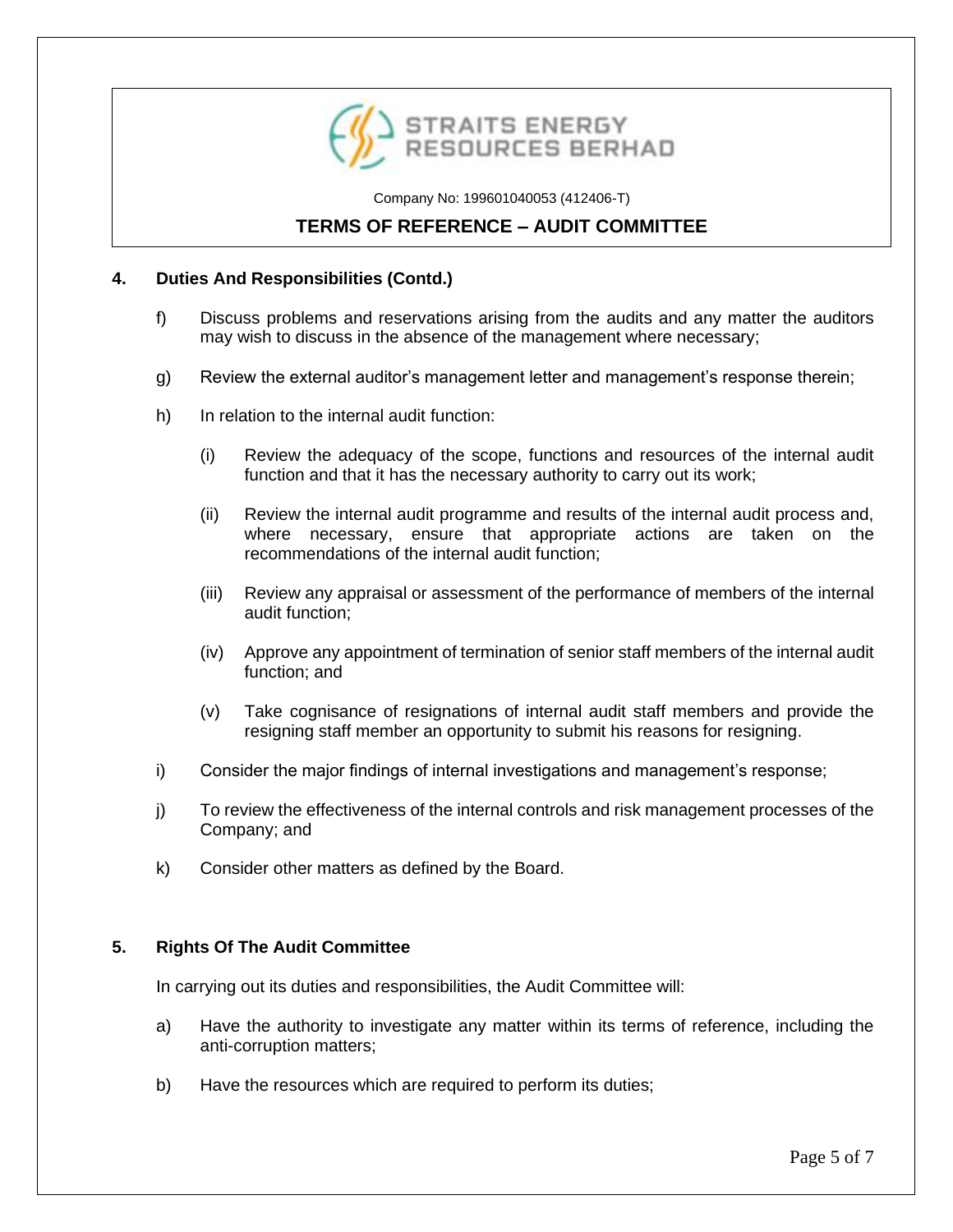## 4. Duties And Responsibilities (Contd.)

f) Discuss problems and reservations arising from the audits and any matter the auditors may wish to discuss in the absence of the management where necessary;

g) Review the external auditor's management letter and management's response therein;

h) In relation to the internal audit function:

   (i) Review the adequacy of the scope, functions and resources of the internal audit function and that it has the necessary authority to carry out its work;

   (ii) Review the internal audit programme and results of the internal audit process and, where necessary, ensure that appropriate actions are taken on the recommendations of the internal audit function;

   (iii) Review any appraisal or assessment of the performance of members of the internal audit function;

   (iv) Approve any appointment of termination of senior staff members of the internal audit function; and

   (v) Take cognisance of resignations of internal audit staff members and provide the resigning staff member an opportunity to submit his reasons for resigning.

i) Consider the major findings of internal investigations and management's response;

j) To review the effectiveness of the internal controls and risk management processes of the Company; and

k) Consider other matters as defined by the Board.

## 5. Rights Of The Audit Committee

In carrying out its duties and responsibilities, the Audit Committee will:

a) Have the authority to investigate any matter within its terms of reference, including the anti-corruption matters;

b) Have the resources which are required to perform its duties;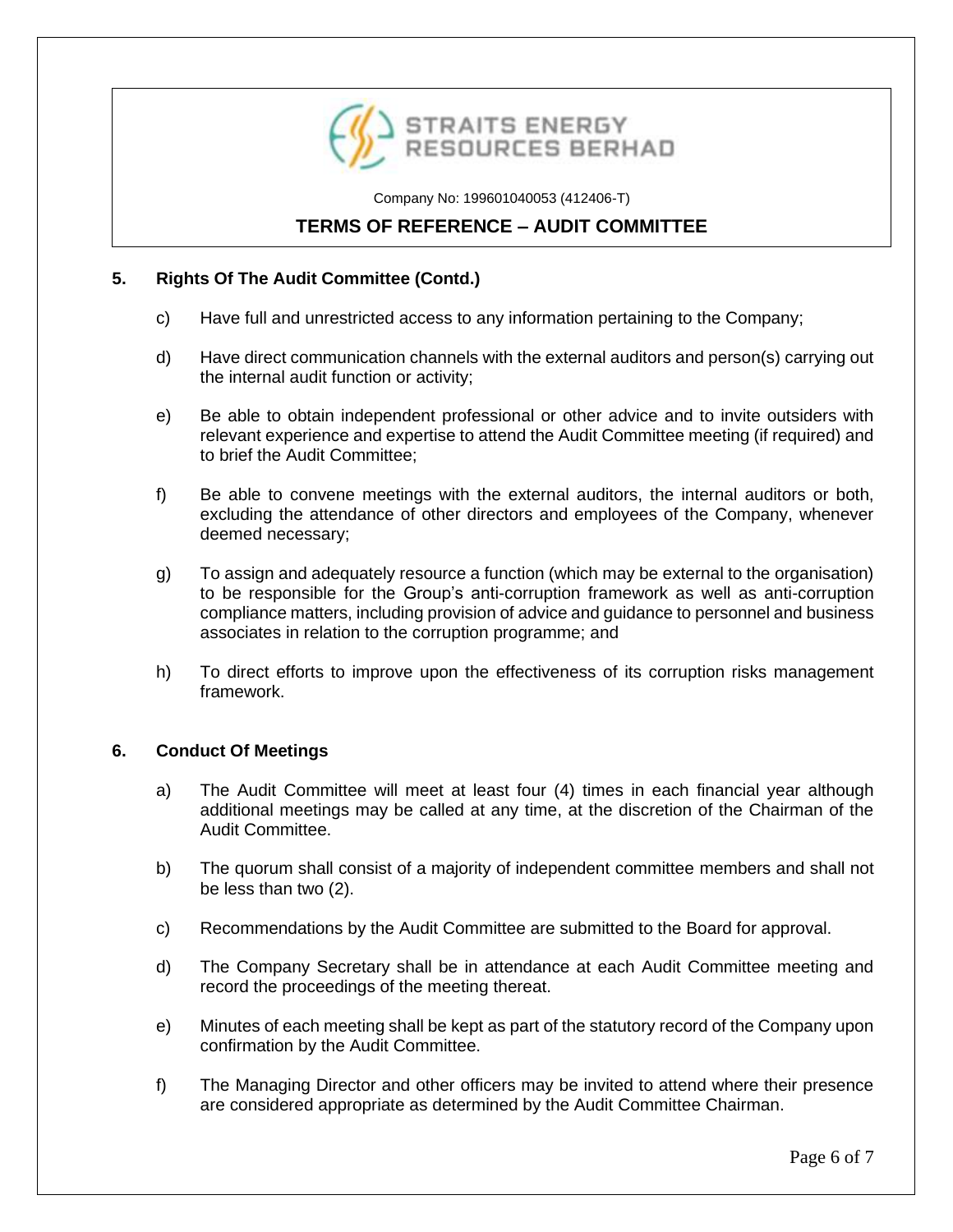## 5. Rights Of The Audit Committee (Contd.)

c) Have full and unrestricted access to any information pertaining to the Company;

d) Have direct communication channels with the external auditors and person(s) carrying out the internal audit function or activity;

e) Be able to obtain independent professional or other advice and to invite outsiders with relevant experience and expertise to attend the Audit Committee meeting (if required) and to brief the Audit Committee;

f) Be able to convene meetings with the external auditors, the internal auditors or both, excluding the attendance of other directors and employees of the Company, whenever deemed necessary;

g) To assign and adequately resource a function (which may be external to the organisation) to be responsible for the Group's anti-corruption framework as well as anti-corruption compliance matters, including provision of advice and guidance to personnel and business associates in relation to the corruption programme; and

h) To direct efforts to improve upon the effectiveness of its corruption risks management framework.

## 6. Conduct Of Meetings

a) The Audit Committee will meet at least four (4) times in each financial year although additional meetings may be called at any time, at the discretion of the Chairman of the Audit Committee.

b) The quorum shall consist of a majority of independent committee members and shall not be less than two (2).

c) Recommendations by the Audit Committee are submitted to the Board for approval.

d) The Company Secretary shall be in attendance at each Audit Committee meeting and record the proceedings of the meeting thereat.

e) Minutes of each meeting shall be kept as part of the statutory record of the Company upon confirmation by the Audit Committee.

f) The Managing Director and other officers may be invited to attend where their presence are considered appropriate as determined by the Audit Committee Chairman.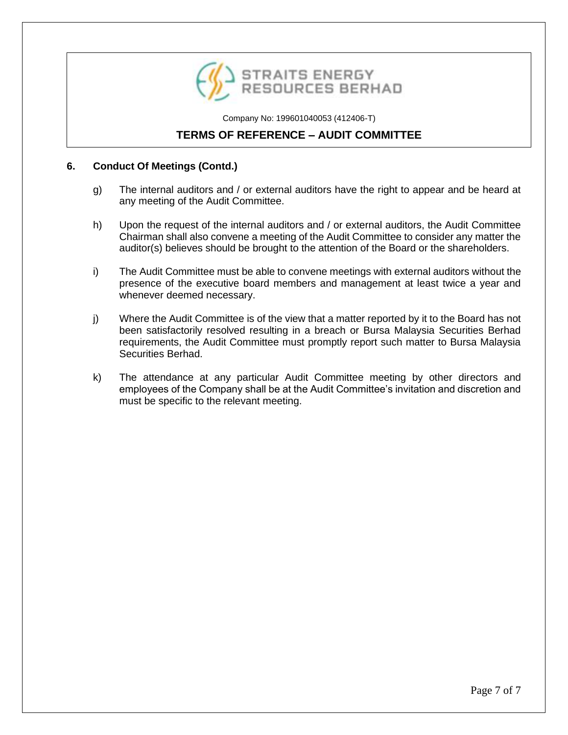## 6. Conduct Of Meetings (Contd.)

g) The internal auditors and / or external auditors have the right to appear and be heard at any meeting of the Audit Committee.

h) Upon the request of the internal auditors and / or external auditors, the Audit Committee Chairman shall also convene a meeting of the Audit Committee to consider any matter the auditor(s) believes should be brought to the attention of the Board or the shareholders.

i) The Audit Committee must be able to convene meetings with external auditors without the presence of the executive board members and management at least twice a year and whenever deemed necessary.

j) Where the Audit Committee is of the view that a matter reported by it to the Board has not been satisfactorily resolved resulting in a breach or Bursa Malaysia Securities Berhad requirements, the Audit Committee must promptly report such matter to Bursa Malaysia Securities Berhad.

k) The attendance at any particular Audit Committee meeting by other directors and employees of the Company shall be at the Audit Committee's invitation and discretion and must be specific to the relevant meeting.